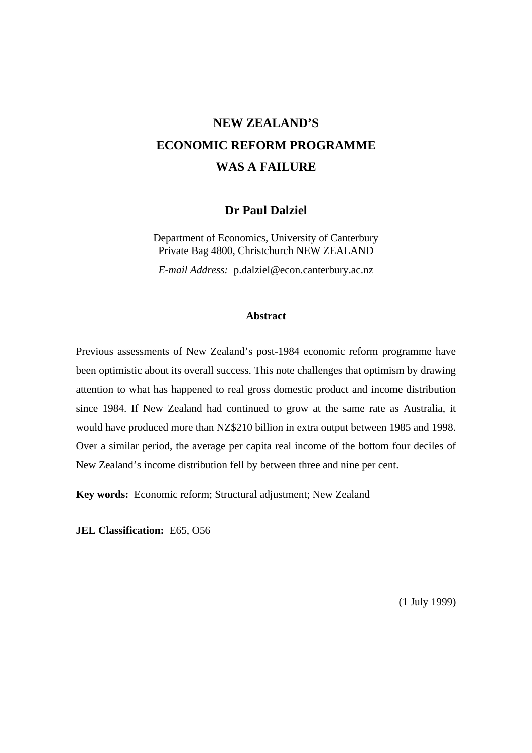# NEW ZEALAND'S ECONOMIC REFORM PROGRAMME WAS A FAILURE

**Dr Paul Dalziel**

Department of Economics, University of Canterbury
Private Bag 4800, Christchurch NEW ZEALAND

*E-mail Address:* p.dalziel@econ.canterbury.ac.nz

### Abstract

Previous assessments of New Zealand's post-1984 economic reform programme have been optimistic about its overall success. This note challenges that optimism by drawing attention to what has happened to real gross domestic product and income distribution since 1984. If New Zealand had continued to grow at the same rate as Australia, it would have produced more than NZ$210 billion in extra output between 1985 and 1998. Over a similar period, the average per capita real income of the bottom four deciles of New Zealand's income distribution fell by between three and nine per cent.

**Key words:** Economic reform; Structural adjustment; New Zealand

**JEL Classification:** E65, O56

(1 July 1999)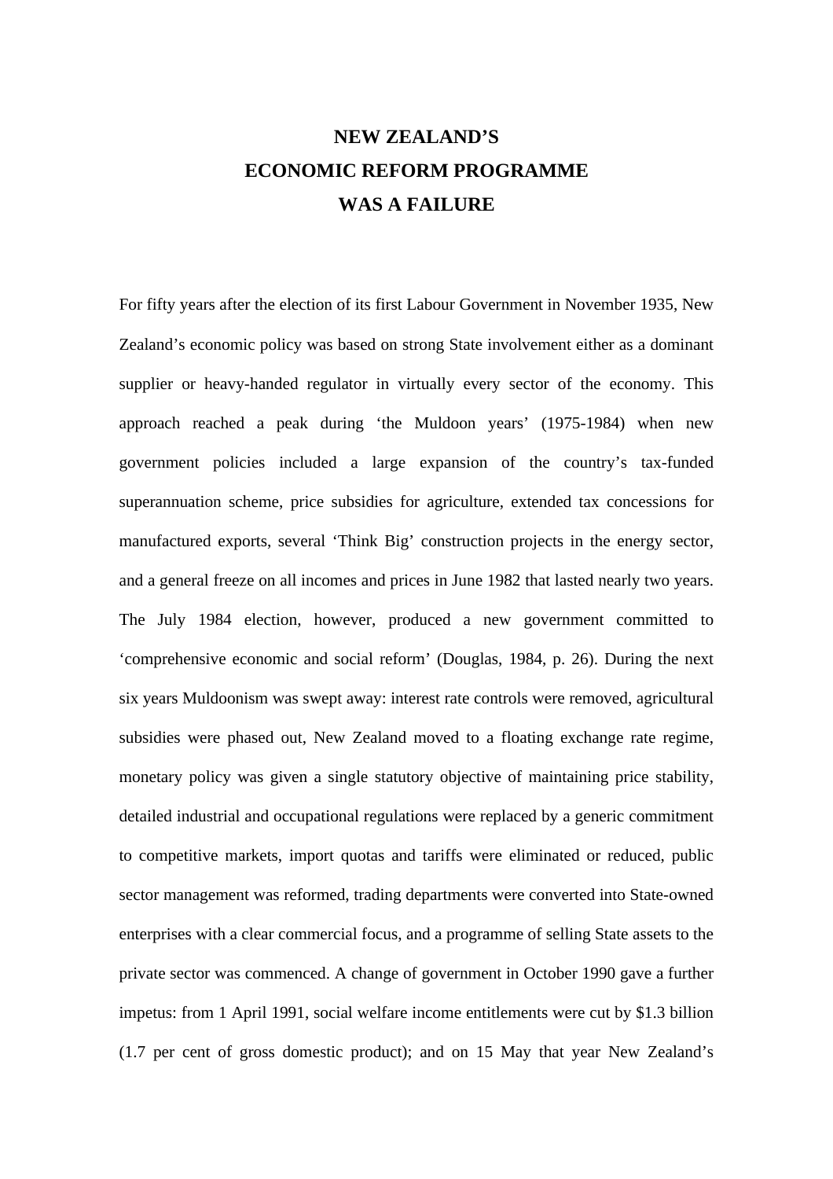# NEW ZEALAND'S ECONOMIC REFORM PROGRAMME WAS A FAILURE

For fifty years after the election of its first Labour Government in November 1935, New Zealand's economic policy was based on strong State involvement either as a dominant supplier or heavy-handed regulator in virtually every sector of the economy. This approach reached a peak during 'the Muldoon years' (1975-1984) when new government policies included a large expansion of the country's tax-funded superannuation scheme, price subsidies for agriculture, extended tax concessions for manufactured exports, several 'Think Big' construction projects in the energy sector, and a general freeze on all incomes and prices in June 1982 that lasted nearly two years. The July 1984 election, however, produced a new government committed to 'comprehensive economic and social reform' (Douglas, 1984, p. 26). During the next six years Muldoonism was swept away: interest rate controls were removed, agricultural subsidies were phased out, New Zealand moved to a floating exchange rate regime, monetary policy was given a single statutory objective of maintaining price stability, detailed industrial and occupational regulations were replaced by a generic commitment to competitive markets, import quotas and tariffs were eliminated or reduced, public sector management was reformed, trading departments were converted into State-owned enterprises with a clear commercial focus, and a programme of selling State assets to the private sector was commenced. A change of government in October 1990 gave a further impetus: from 1 April 1991, social welfare income entitlements were cut by $1.3 billion (1.7 per cent of gross domestic product); and on 15 May that year New Zealand's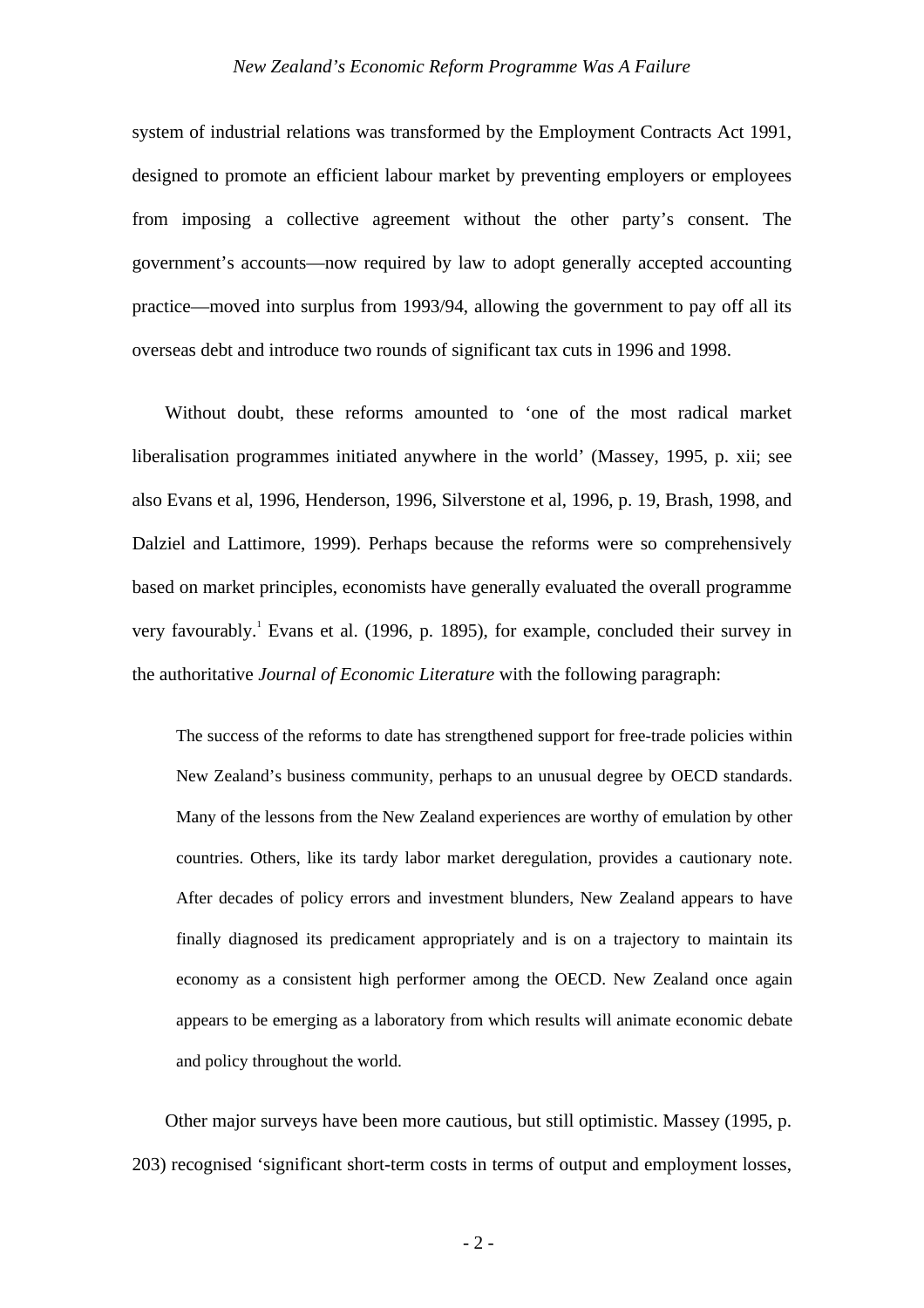system of industrial relations was transformed by the Employment Contracts Act 1991, designed to promote an efficient labour market by preventing employers or employees from imposing a collective agreement without the other party's consent. The government's accounts—now required by law to adopt generally accepted accounting practice—moved into surplus from 1993/94, allowing the government to pay off all its overseas debt and introduce two rounds of significant tax cuts in 1996 and 1998.

Without doubt, these reforms amounted to 'one of the most radical market liberalisation programmes initiated anywhere in the world' (Massey, 1995, p. xii; see also Evans et al, 1996, Henderson, 1996, Silverstone et al, 1996, p. 19, Brash, 1998, and Dalziel and Lattimore, 1999). Perhaps because the reforms were so comprehensively based on market principles, economists have generally evaluated the overall programme very favourably.[1] Evans et al. (1996, p. 1895), for example, concluded their survey in the authoritative *Journal of Economic Literature* with the following paragraph:

> The success of the reforms to date has strengthened support for free-trade policies within New Zealand's business community, perhaps to an unusual degree by OECD standards. Many of the lessons from the New Zealand experiences are worthy of emulation by other countries. Others, like its tardy labor market deregulation, provides a cautionary note. After decades of policy errors and investment blunders, New Zealand appears to have finally diagnosed its predicament appropriately and is on a trajectory to maintain its economy as a consistent high performer among the OECD. New Zealand once again appears to be emerging as a laboratory from which results will animate economic debate and policy throughout the world.

Other major surveys have been more cautious, but still optimistic. Massey (1995, p. 203) recognised 'significant short-term costs in terms of output and employment losses,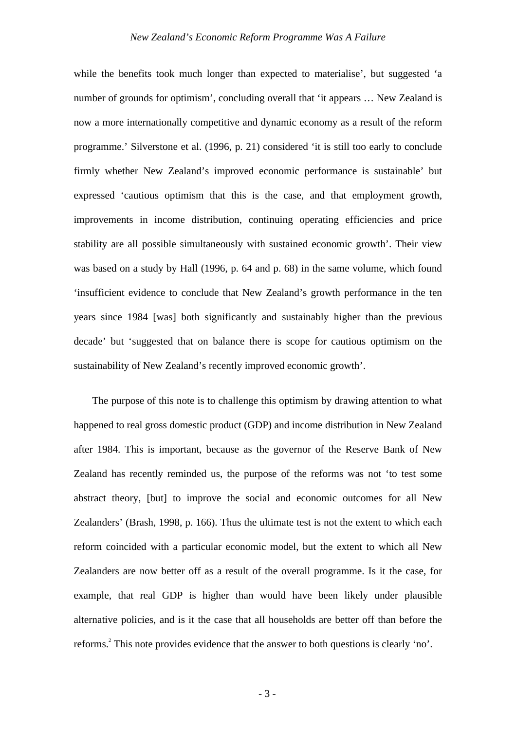while the benefits took much longer than expected to materialise', but suggested 'a number of grounds for optimism', concluding overall that 'it appears … New Zealand is now a more internationally competitive and dynamic economy as a result of the reform programme.' Silverstone et al. (1996, p. 21) considered 'it is still too early to conclude firmly whether New Zealand's improved economic performance is sustainable' but expressed 'cautious optimism that this is the case, and that employment growth, improvements in income distribution, continuing operating efficiencies and price stability are all possible simultaneously with sustained economic growth'. Their view was based on a study by Hall (1996, p. 64 and p. 68) in the same volume, which found 'insufficient evidence to conclude that New Zealand's growth performance in the ten years since 1984 [was] both significantly and sustainably higher than the previous decade' but 'suggested that on balance there is scope for cautious optimism on the sustainability of New Zealand's recently improved economic growth'.

The purpose of this note is to challenge this optimism by drawing attention to what happened to real gross domestic product (GDP) and income distribution in New Zealand after 1984. This is important, because as the governor of the Reserve Bank of New Zealand has recently reminded us, the purpose of the reforms was not 'to test some abstract theory, [but] to improve the social and economic outcomes for all New Zealanders' (Brash, 1998, p. 166). Thus the ultimate test is not the extent to which each reform coincided with a particular economic model, but the extent to which all New Zealanders are now better off as a result of the overall programme. Is it the case, for example, that real GDP is higher than would have been likely under plausible alternative policies, and is it the case that all households are better off than before the reforms.[2] This note provides evidence that the answer to both questions is clearly 'no'.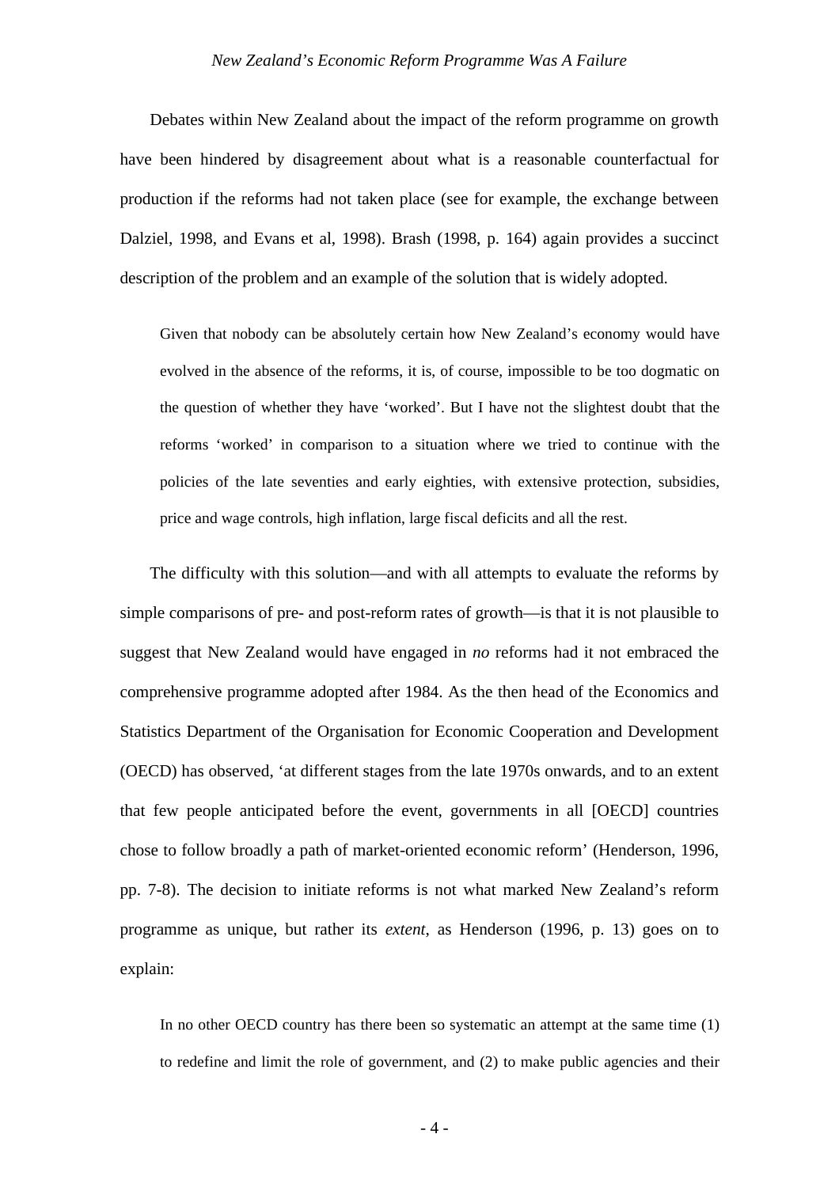Debates within New Zealand about the impact of the reform programme on growth have been hindered by disagreement about what is a reasonable counterfactual for production if the reforms had not taken place (see for example, the exchange between Dalziel, 1998, and Evans et al, 1998). Brash (1998, p. 164) again provides a succinct description of the problem and an example of the solution that is widely adopted.

> Given that nobody can be absolutely certain how New Zealand's economy would have evolved in the absence of the reforms, it is, of course, impossible to be too dogmatic on the question of whether they have 'worked'. But I have not the slightest doubt that the reforms 'worked' in comparison to a situation where we tried to continue with the policies of the late seventies and early eighties, with extensive protection, subsidies, price and wage controls, high inflation, large fiscal deficits and all the rest.

The difficulty with this solution—and with all attempts to evaluate the reforms by simple comparisons of pre- and post-reform rates of growth—is that it is not plausible to suggest that New Zealand would have engaged in *no* reforms had it not embraced the comprehensive programme adopted after 1984. As the then head of the Economics and Statistics Department of the Organisation for Economic Cooperation and Development (OECD) has observed, 'at different stages from the late 1970s onwards, and to an extent that few people anticipated before the event, governments in all [OECD] countries chose to follow broadly a path of market-oriented economic reform' (Henderson, 1996, pp. 7-8). The decision to initiate reforms is not what marked New Zealand's reform programme as unique, but rather its *extent*, as Henderson (1996, p. 13) goes on to explain:

> In no other OECD country has there been so systematic an attempt at the same time (1) to redefine and limit the role of government, and (2) to make public agencies and their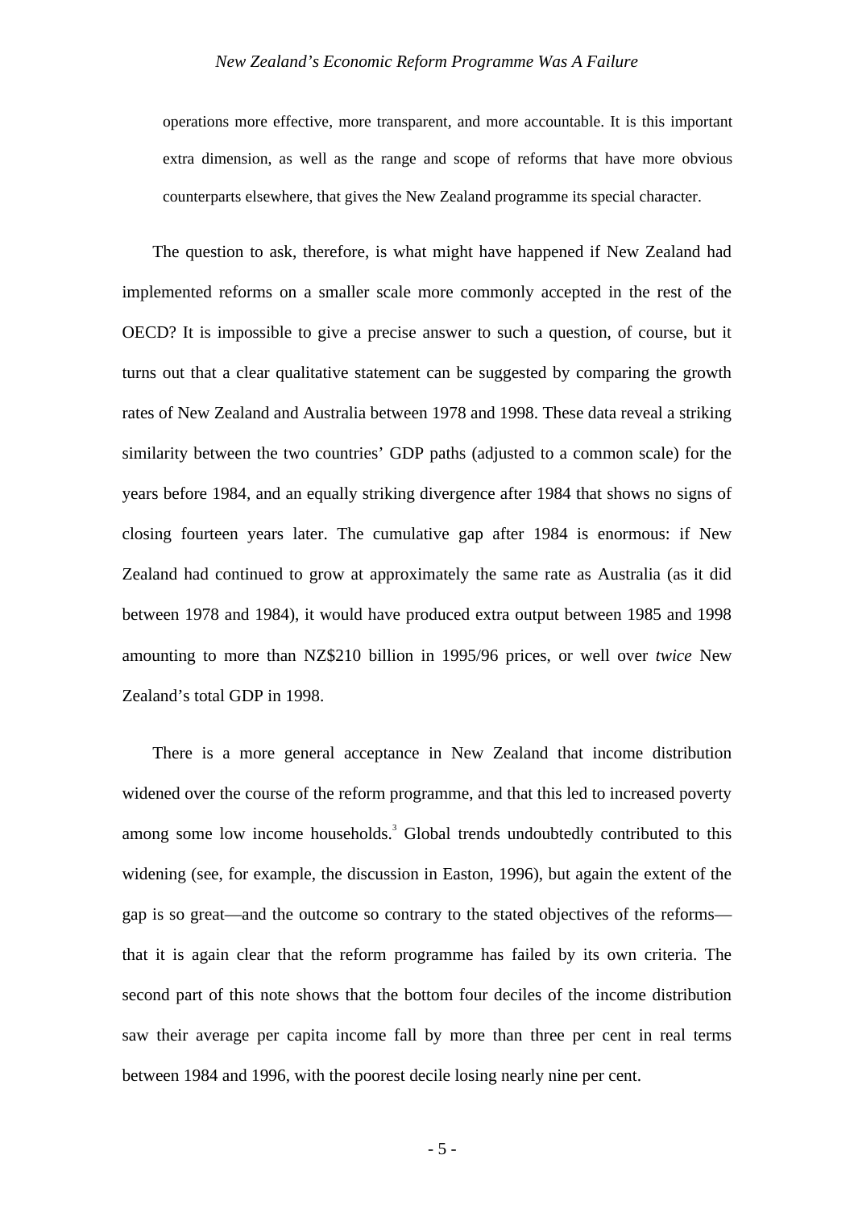> operations more effective, more transparent, and more accountable. It is this important extra dimension, as well as the range and scope of reforms that have more obvious counterparts elsewhere, that gives the New Zealand programme its special character.

The question to ask, therefore, is what might have happened if New Zealand had implemented reforms on a smaller scale more commonly accepted in the rest of the OECD? It is impossible to give a precise answer to such a question, of course, but it turns out that a clear qualitative statement can be suggested by comparing the growth rates of New Zealand and Australia between 1978 and 1998. These data reveal a striking similarity between the two countries' GDP paths (adjusted to a common scale) for the years before 1984, and an equally striking divergence after 1984 that shows no signs of closing fourteen years later. The cumulative gap after 1984 is enormous: if New Zealand had continued to grow at approximately the same rate as Australia (as it did between 1978 and 1984), it would have produced extra output between 1985 and 1998 amounting to more than NZ$210 billion in 1995/96 prices, or well over *twice* New Zealand's total GDP in 1998.

There is a more general acceptance in New Zealand that income distribution widened over the course of the reform programme, and that this led to increased poverty among some low income households.[3] Global trends undoubtedly contributed to this widening (see, for example, the discussion in Easton, 1996), but again the extent of the gap is so great—and the outcome so contrary to the stated objectives of the reforms—that it is again clear that the reform programme has failed by its own criteria. The second part of this note shows that the bottom four deciles of the income distribution saw their average per capita income fall by more than three per cent in real terms between 1984 and 1996, with the poorest decile losing nearly nine per cent.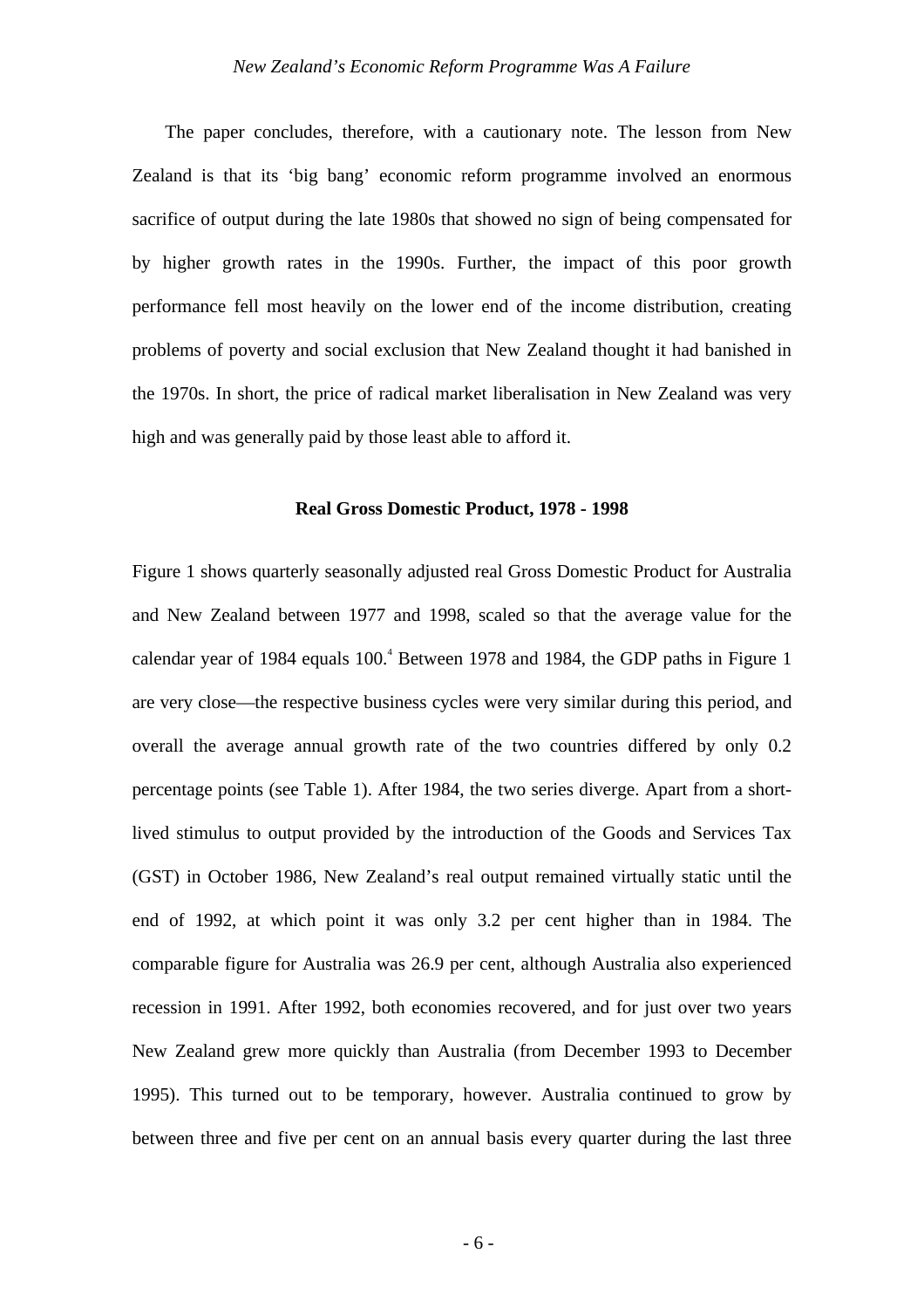The paper concludes, therefore, with a cautionary note. The lesson from New Zealand is that its 'big bang' economic reform programme involved an enormous sacrifice of output during the late 1980s that showed no sign of being compensated for by higher growth rates in the 1990s. Further, the impact of this poor growth performance fell most heavily on the lower end of the income distribution, creating problems of poverty and social exclusion that New Zealand thought it had banished in the 1970s. In short, the price of radical market liberalisation in New Zealand was very high and was generally paid by those least able to afford it.

### Real Gross Domestic Product, 1978 - 1998

Figure 1 shows quarterly seasonally adjusted real Gross Domestic Product for Australia and New Zealand between 1977 and 1998, scaled so that the average value for the calendar year of 1984 equals 100.[4] Between 1978 and 1984, the GDP paths in Figure 1 are very close—the respective business cycles were very similar during this period, and overall the average annual growth rate of the two countries differed by only 0.2 percentage points (see Table 1). After 1984, the two series diverge. Apart from a short-lived stimulus to output provided by the introduction of the Goods and Services Tax (GST) in October 1986, New Zealand's real output remained virtually static until the end of 1992, at which point it was only 3.2 per cent higher than in 1984. The comparable figure for Australia was 26.9 per cent, although Australia also experienced recession in 1991. After 1992, both economies recovered, and for just over two years New Zealand grew more quickly than Australia (from December 1993 to December 1995). This turned out to be temporary, however. Australia continued to grow by between three and five per cent on an annual basis every quarter during the last three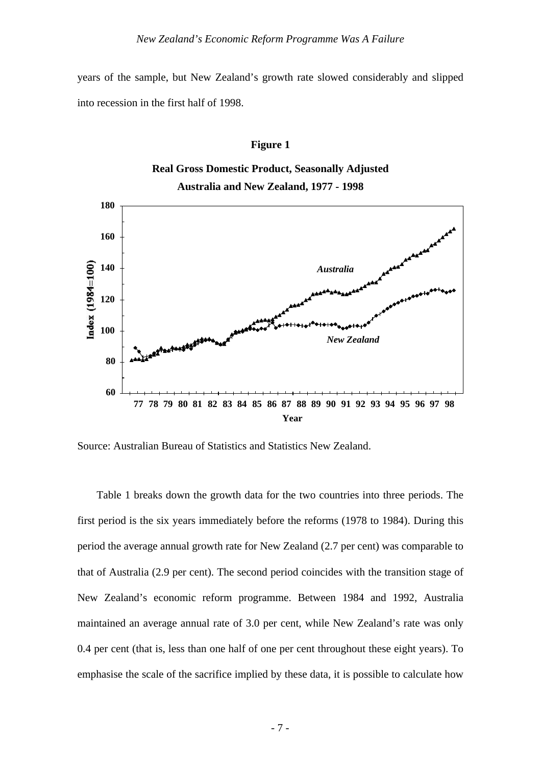years of the sample, but New Zealand's growth rate slowed considerably and slipped into recession in the first half of 1998.

**Figure 1**

**Real Gross Domestic Product, Seasonally Adjusted**
**Australia and New Zealand, 1977 - 1998**

Source: Australian Bureau of Statistics and Statistics New Zealand.

Table 1 breaks down the growth data for the two countries into three periods. The first period is the six years immediately before the reforms (1978 to 1984). During this period the average annual growth rate for New Zealand (2.7 per cent) was comparable to that of Australia (2.9 per cent). The second period coincides with the transition stage of New Zealand's economic reform programme. Between 1984 and 1992, Australia maintained an average annual rate of 3.0 per cent, while New Zealand's rate was only 0.4 per cent (that is, less than one half of one per cent throughout these eight years). To emphasise the scale of the sacrifice implied by these data, it is possible to calculate how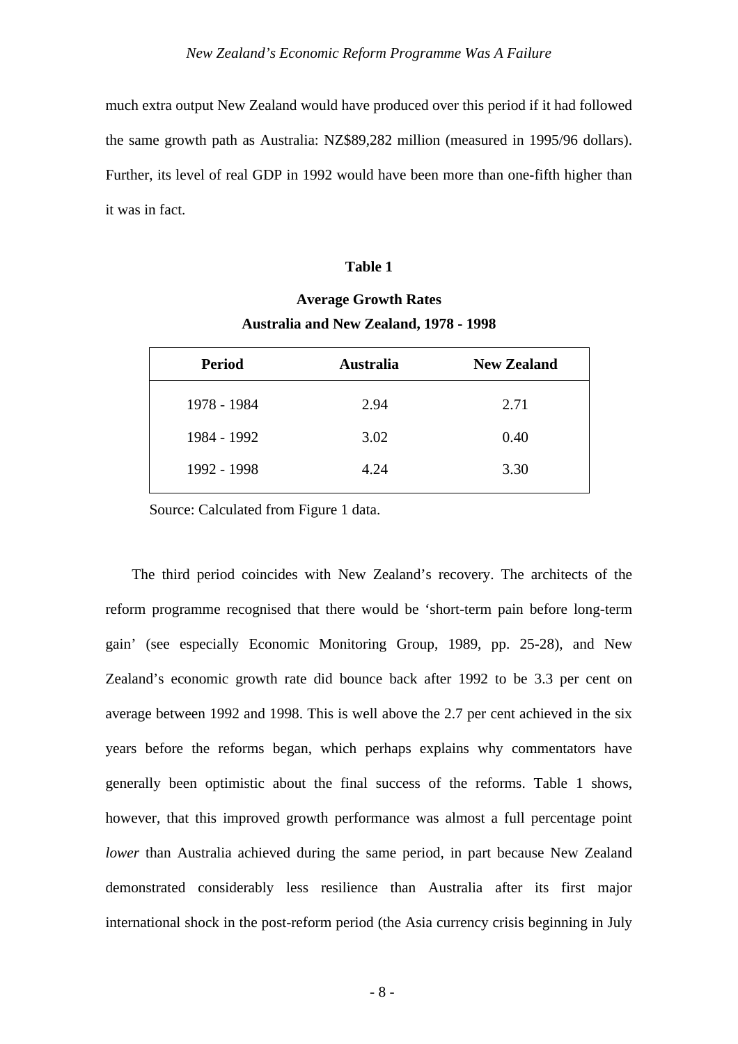much extra output New Zealand would have produced over this period if it had followed the same growth path as Australia: NZ$89,282 million (measured in 1995/96 dollars). Further, its level of real GDP in 1992 would have been more than one-fifth higher than it was in fact.

**Table 1**

**Average Growth Rates**
**Australia and New Zealand, 1978 - 1998**

| Period | Australia | New Zealand |
|---|---|---|
| 1978 - 1984 | 2.94 | 2.71 |
| 1984 - 1992 | 3.02 | 0.40 |
| 1992 - 1998 | 4.24 | 3.30 |

Source: Calculated from Figure 1 data.

The third period coincides with New Zealand's recovery. The architects of the reform programme recognised that there would be 'short-term pain before long-term gain' (see especially Economic Monitoring Group, 1989, pp. 25-28), and New Zealand's economic growth rate did bounce back after 1992 to be 3.3 per cent on average between 1992 and 1998. This is well above the 2.7 per cent achieved in the six years before the reforms began, which perhaps explains why commentators have generally been optimistic about the final success of the reforms. Table 1 shows, however, that this improved growth performance was almost a full percentage point *lower* than Australia achieved during the same period, in part because New Zealand demonstrated considerably less resilience than Australia after its first major international shock in the post-reform period (the Asia currency crisis beginning in July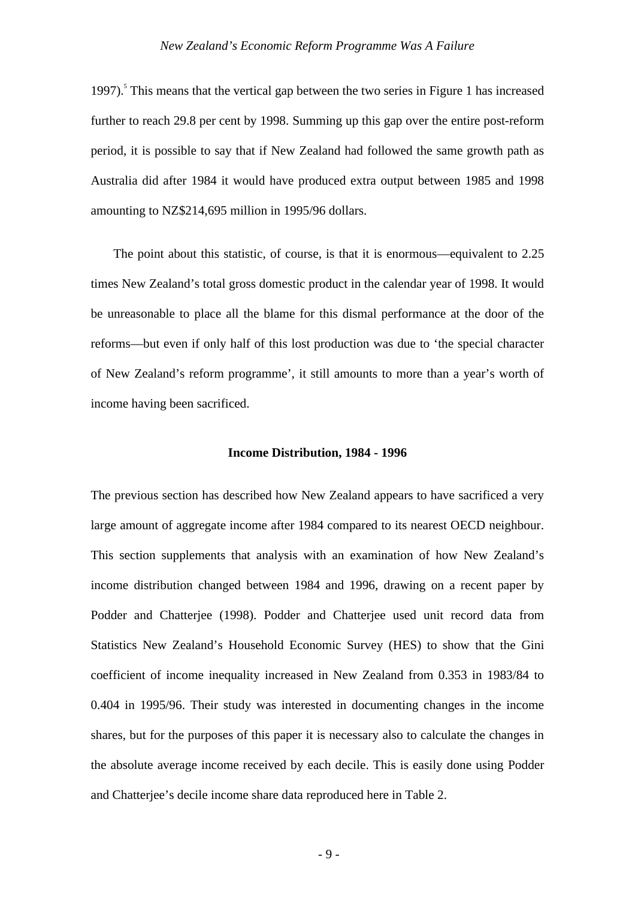1997).[5] This means that the vertical gap between the two series in Figure 1 has increased further to reach 29.8 per cent by 1998. Summing up this gap over the entire post-reform period, it is possible to say that if New Zealand had followed the same growth path as Australia did after 1984 it would have produced extra output between 1985 and 1998 amounting to NZ$214,695 million in 1995/96 dollars.

The point about this statistic, of course, is that it is enormous—equivalent to 2.25 times New Zealand's total gross domestic product in the calendar year of 1998. It would be unreasonable to place all the blame for this dismal performance at the door of the reforms—but even if only half of this lost production was due to 'the special character of New Zealand's reform programme', it still amounts to more than a year's worth of income having been sacrificed.

### Income Distribution, 1984 - 1996

The previous section has described how New Zealand appears to have sacrificed a very large amount of aggregate income after 1984 compared to its nearest OECD neighbour. This section supplements that analysis with an examination of how New Zealand's income distribution changed between 1984 and 1996, drawing on a recent paper by Podder and Chatterjee (1998). Podder and Chatterjee used unit record data from Statistics New Zealand's Household Economic Survey (HES) to show that the Gini coefficient of income inequality increased in New Zealand from 0.353 in 1983/84 to 0.404 in 1995/96. Their study was interested in documenting changes in the income shares, but for the purposes of this paper it is necessary also to calculate the changes in the absolute average income received by each decile. This is easily done using Podder and Chatterjee's decile income share data reproduced here in Table 2.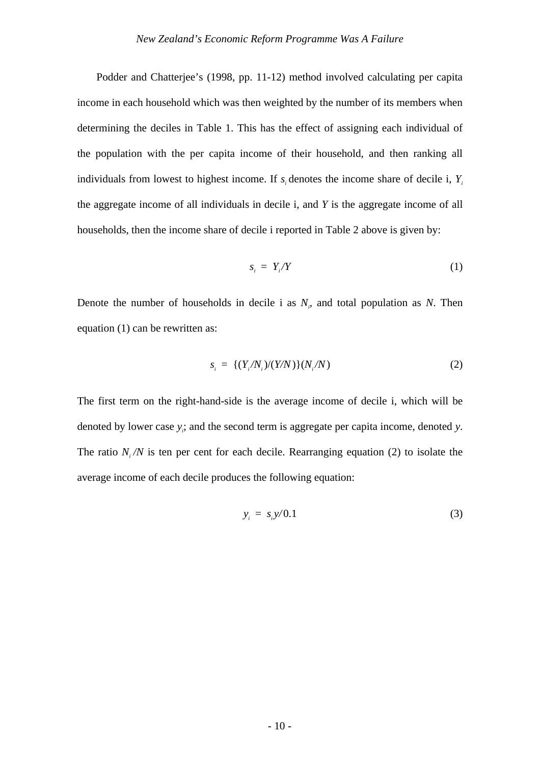Podder and Chatterjee's (1998, pp. 11-12) method involved calculating per capita income in each household which was then weighted by the number of its members when determining the deciles in Table 1. This has the effect of assigning each individual of the population with the per capita income of their household, and then ranking all individuals from lowest to highest income. If $s_i$ denotes the income share of decile i, $Y_i$ the aggregate income of all individuals in decile i, and $Y$ is the aggregate income of all households, then the income share of decile i reported in Table 2 above is given by:

$$s_i = Y_i/Y \tag{1}$$

Denote the number of households in decile i as $N_i$, and total population as $N$. Then equation (1) can be rewritten as:

$$s_i = \{(Y_i/N_i)/(Y/N)\}(N_i/N) \tag{2}$$

The first term on the right-hand-side is the average income of decile i, which will be denoted by lower case $y_i$; and the second term is aggregate per capita income, denoted $y$. The ratio $N_i/N$ is ten per cent for each decile. Rearranging equation (2) to isolate the average income of each decile produces the following equation:

$$y_i = s_i y/0.1 \tag{3}$$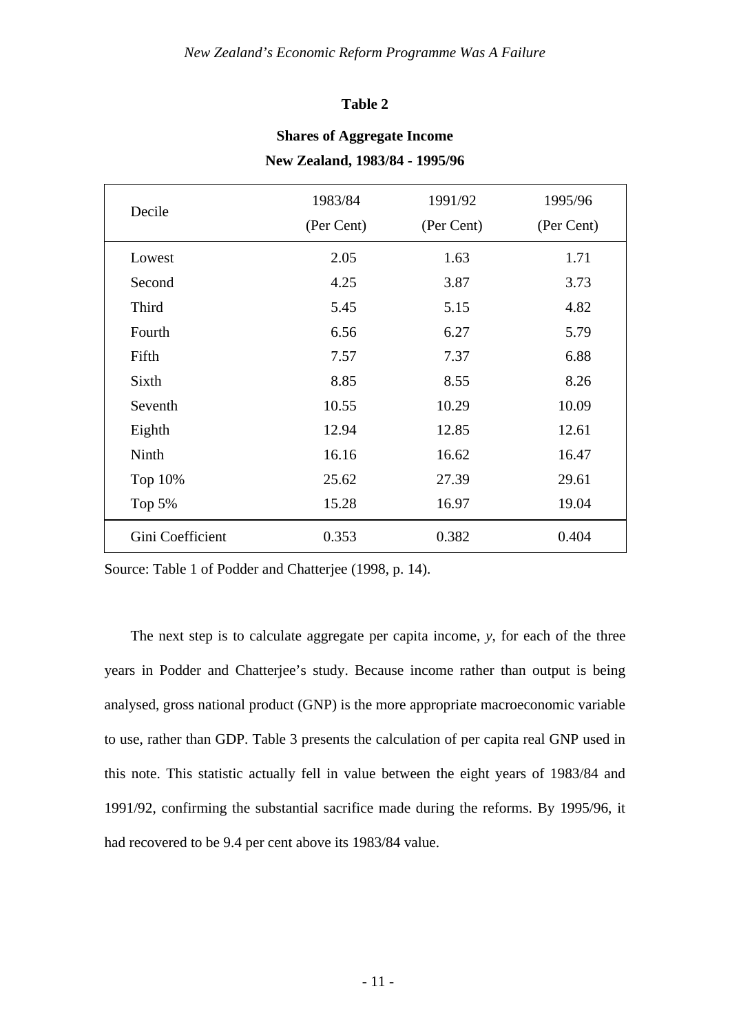**Table 2**

**Shares of Aggregate Income**
**New Zealand, 1983/84 - 1995/96**

| Decile | 1983/84 (Per Cent) | 1991/92 (Per Cent) | 1995/96 (Per Cent) |
|---|---|---|---|
| Lowest | 2.05 | 1.63 | 1.71 |
| Second | 4.25 | 3.87 | 3.73 |
| Third | 5.45 | 5.15 | 4.82 |
| Fourth | 6.56 | 6.27 | 5.79 |
| Fifth | 7.57 | 7.37 | 6.88 |
| Sixth | 8.85 | 8.55 | 8.26 |
| Seventh | 10.55 | 10.29 | 10.09 |
| Eighth | 12.94 | 12.85 | 12.61 |
| Ninth | 16.16 | 16.62 | 16.47 |
| Top 10% | 25.62 | 27.39 | 29.61 |
| Top 5% | 15.28 | 16.97 | 19.04 |
| Gini Coefficient | 0.353 | 0.382 | 0.404 |

Source: Table 1 of Podder and Chatterjee (1998, p. 14).

The next step is to calculate aggregate per capita income, $y$, for each of the three years in Podder and Chatterjee's study. Because income rather than output is being analysed, gross national product (GNP) is the more appropriate macroeconomic variable to use, rather than GDP. Table 3 presents the calculation of per capita real GNP used in this note. This statistic actually fell in value between the eight years of 1983/84 and 1991/92, confirming the substantial sacrifice made during the reforms. By 1995/96, it had recovered to be 9.4 per cent above its 1983/84 value.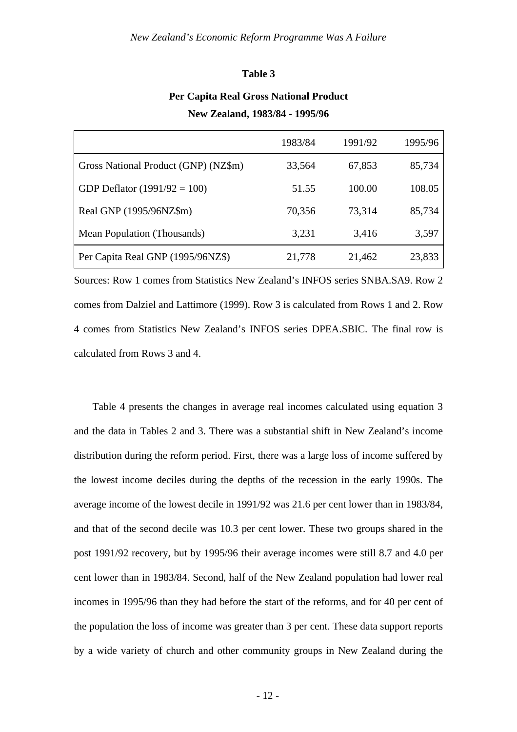**Table 3**

**Per Capita Real Gross National Product**

**New Zealand, 1983/84 - 1995/96**

| | 1983/84 | 1991/92 | 1995/96 |
|---|---|---|---|
| Gross National Product (GNP) (NZ$m) | 33,564 | 67,853 | 85,734 |
| GDP Deflator (1991/92 = 100) | 51.55 | 100.00 | 108.05 |
| Real GNP (1995/96NZ$m) | 70,356 | 73,314 | 85,734 |
| Mean Population (Thousands) | 3,231 | 3,416 | 3,597 |
| Per Capita Real GNP (1995/96NZ$) | 21,778 | 21,462 | 23,833 |

Sources: Row 1 comes from Statistics New Zealand's INFOS series SNBA.SA9. Row 2 comes from Dalziel and Lattimore (1999). Row 3 is calculated from Rows 1 and 2. Row 4 comes from Statistics New Zealand's INFOS series DPEA.SBIC. The final row is calculated from Rows 3 and 4.

Table 4 presents the changes in average real incomes calculated using equation 3 and the data in Tables 2 and 3. There was a substantial shift in New Zealand's income distribution during the reform period. First, there was a large loss of income suffered by the lowest income deciles during the depths of the recession in the early 1990s. The average income of the lowest decile in 1991/92 was 21.6 per cent lower than in 1983/84, and that of the second decile was 10.3 per cent lower. These two groups shared in the post 1991/92 recovery, but by 1995/96 their average incomes were still 8.7 and 4.0 per cent lower than in 1983/84. Second, half of the New Zealand population had lower real incomes in 1995/96 than they had before the start of the reforms, and for 40 per cent of the population the loss of income was greater than 3 per cent. These data support reports by a wide variety of church and other community groups in New Zealand during the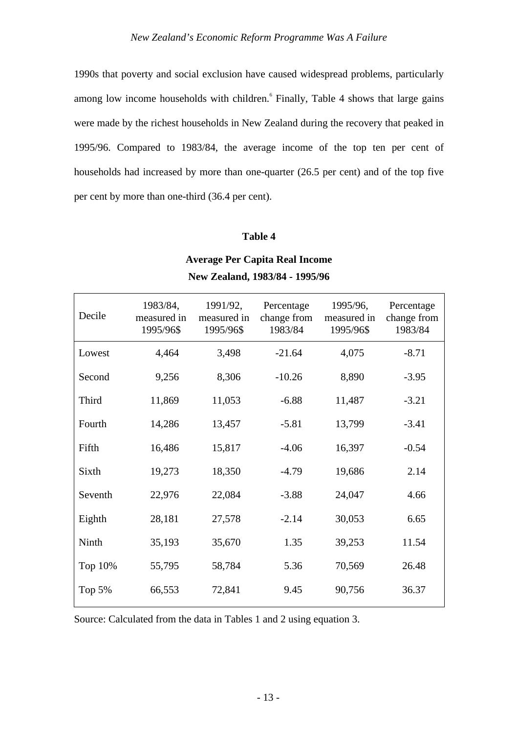1990s that poverty and social exclusion have caused widespread problems, particularly among low income households with children.[6] Finally, Table 4 shows that large gains were made by the richest households in New Zealand during the recovery that peaked in 1995/96. Compared to 1983/84, the average income of the top ten per cent of households had increased by more than one-quarter (26.5 per cent) and of the top five per cent by more than one-third (36.4 per cent).

**Table 4**

**Average Per Capita Real Income**
**New Zealand, 1983/84 - 1995/96**

| Decile | 1983/84, measured in 1995/96$ | 1991/92, measured in 1995/96$ | Percentage change from 1983/84 | 1995/96, measured in 1995/96$ | Percentage change from 1983/84 |
|---|---|---|---|---|---|
| Lowest | 4,464 | 3,498 | -21.64 | 4,075 | -8.71 |
| Second | 9,256 | 8,306 | -10.26 | 8,890 | -3.95 |
| Third | 11,869 | 11,053 | -6.88 | 11,487 | -3.21 |
| Fourth | 14,286 | 13,457 | -5.81 | 13,799 | -3.41 |
| Fifth | 16,486 | 15,817 | -4.06 | 16,397 | -0.54 |
| Sixth | 19,273 | 18,350 | -4.79 | 19,686 | 2.14 |
| Seventh | 22,976 | 22,084 | -3.88 | 24,047 | 4.66 |
| Eighth | 28,181 | 27,578 | -2.14 | 30,053 | 6.65 |
| Ninth | 35,193 | 35,670 | 1.35 | 39,253 | 11.54 |
| Top 10% | 55,795 | 58,784 | 5.36 | 70,569 | 26.48 |
| Top 5% | 66,553 | 72,841 | 9.45 | 90,756 | 36.37 |

Source: Calculated from the data in Tables 1 and 2 using equation 3.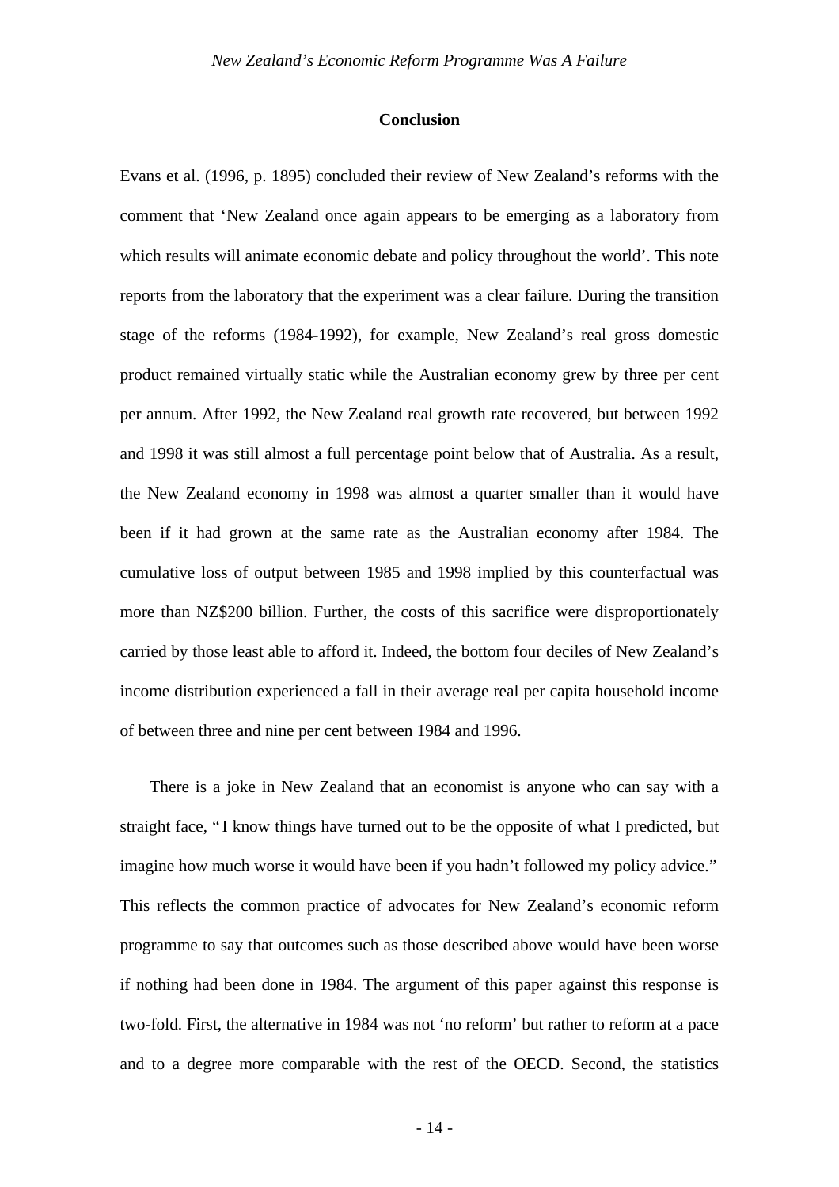## Conclusion

Evans et al. (1996, p. 1895) concluded their review of New Zealand's reforms with the comment that 'New Zealand once again appears to be emerging as a laboratory from which results will animate economic debate and policy throughout the world'. This note reports from the laboratory that the experiment was a clear failure. During the transition stage of the reforms (1984-1992), for example, New Zealand's real gross domestic product remained virtually static while the Australian economy grew by three per cent per annum. After 1992, the New Zealand real growth rate recovered, but between 1992 and 1998 it was still almost a full percentage point below that of Australia. As a result, the New Zealand economy in 1998 was almost a quarter smaller than it would have been if it had grown at the same rate as the Australian economy after 1984. The cumulative loss of output between 1985 and 1998 implied by this counterfactual was more than NZ$200 billion. Further, the costs of this sacrifice were disproportionately carried by those least able to afford it. Indeed, the bottom four deciles of New Zealand's income distribution experienced a fall in their average real per capita household income of between three and nine per cent between 1984 and 1996.

There is a joke in New Zealand that an economist is anyone who can say with a straight face, "I know things have turned out to be the opposite of what I predicted, but imagine how much worse it would have been if you hadn't followed my policy advice." This reflects the common practice of advocates for New Zealand's economic reform programme to say that outcomes such as those described above would have been worse if nothing had been done in 1984. The argument of this paper against this response is two-fold. First, the alternative in 1984 was not 'no reform' but rather to reform at a pace and to a degree more comparable with the rest of the OECD. Second, the statistics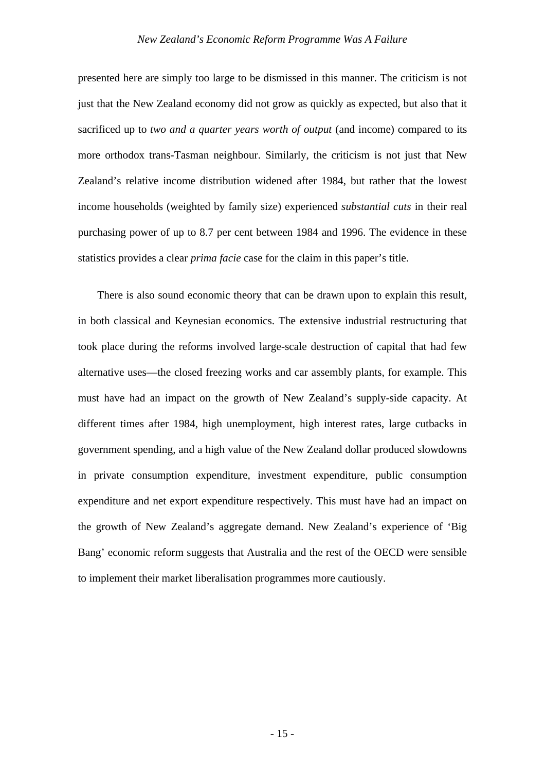presented here are simply too large to be dismissed in this manner. The criticism is not just that the New Zealand economy did not grow as quickly as expected, but also that it sacrificed up to *two and a quarter years worth of output* (and income) compared to its more orthodox trans-Tasman neighbour. Similarly, the criticism is not just that New Zealand's relative income distribution widened after 1984, but rather that the lowest income households (weighted by family size) experienced *substantial cuts* in their real purchasing power of up to 8.7 per cent between 1984 and 1996. The evidence in these statistics provides a clear *prima facie* case for the claim in this paper's title.

There is also sound economic theory that can be drawn upon to explain this result, in both classical and Keynesian economics. The extensive industrial restructuring that took place during the reforms involved large-scale destruction of capital that had few alternative uses—the closed freezing works and car assembly plants, for example. This must have had an impact on the growth of New Zealand's supply-side capacity. At different times after 1984, high unemployment, high interest rates, large cutbacks in government spending, and a high value of the New Zealand dollar produced slowdowns in private consumption expenditure, investment expenditure, public consumption expenditure and net export expenditure respectively. This must have had an impact on the growth of New Zealand's aggregate demand. New Zealand's experience of 'Big Bang' economic reform suggests that Australia and the rest of the OECD were sensible to implement their market liberalisation programmes more cautiously.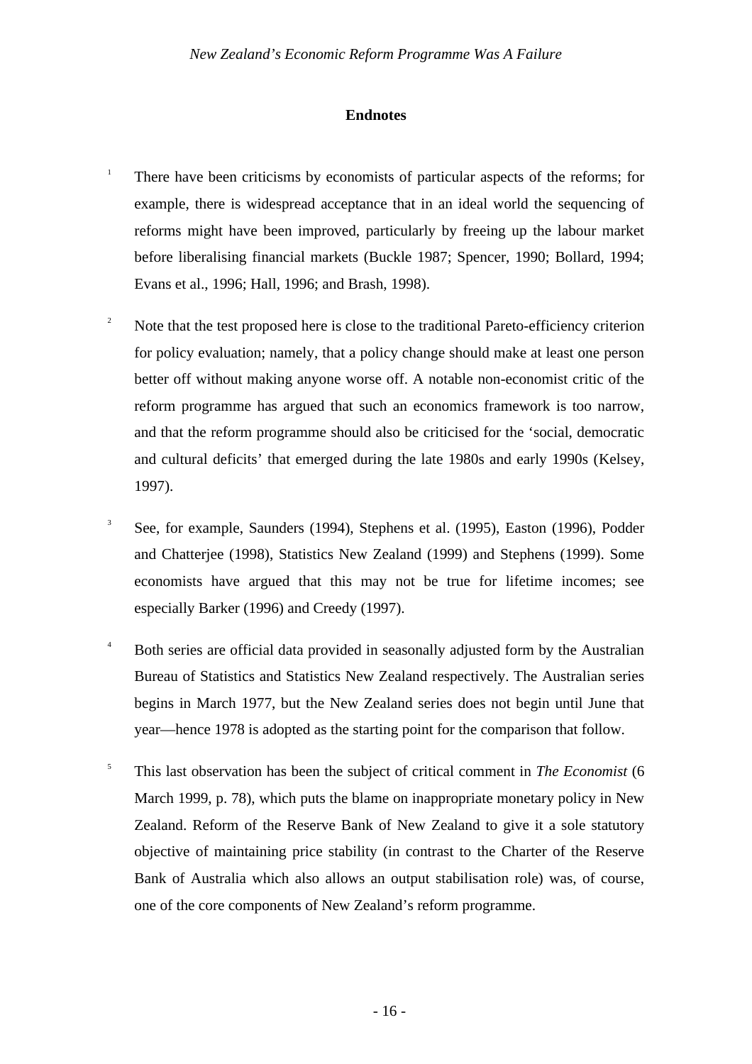## Endnotes

1. There have been criticisms by economists of particular aspects of the reforms; for example, there is widespread acceptance that in an ideal world the sequencing of reforms might have been improved, particularly by freeing up the labour market before liberalising financial markets (Buckle 1987; Spencer, 1990; Bollard, 1994; Evans et al., 1996; Hall, 1996; and Brash, 1998).

2. Note that the test proposed here is close to the traditional Pareto-efficiency criterion for policy evaluation; namely, that a policy change should make at least one person better off without making anyone worse off. A notable non-economist critic of the reform programme has argued that such an economics framework is too narrow, and that the reform programme should also be criticised for the 'social, democratic and cultural deficits' that emerged during the late 1980s and early 1990s (Kelsey, 1997).

3. See, for example, Saunders (1994), Stephens et al. (1995), Easton (1996), Podder and Chatterjee (1998), Statistics New Zealand (1999) and Stephens (1999). Some economists have argued that this may not be true for lifetime incomes; see especially Barker (1996) and Creedy (1997).

4. Both series are official data provided in seasonally adjusted form by the Australian Bureau of Statistics and Statistics New Zealand respectively. The Australian series begins in March 1977, but the New Zealand series does not begin until June that year—hence 1978 is adopted as the starting point for the comparison that follow.

5. This last observation has been the subject of critical comment in *The Economist* (6 March 1999, p. 78), which puts the blame on inappropriate monetary policy in New Zealand. Reform of the Reserve Bank of New Zealand to give it a sole statutory objective of maintaining price stability (in contrast to the Charter of the Reserve Bank of Australia which also allows an output stabilisation role) was, of course, one of the core components of New Zealand's reform programme.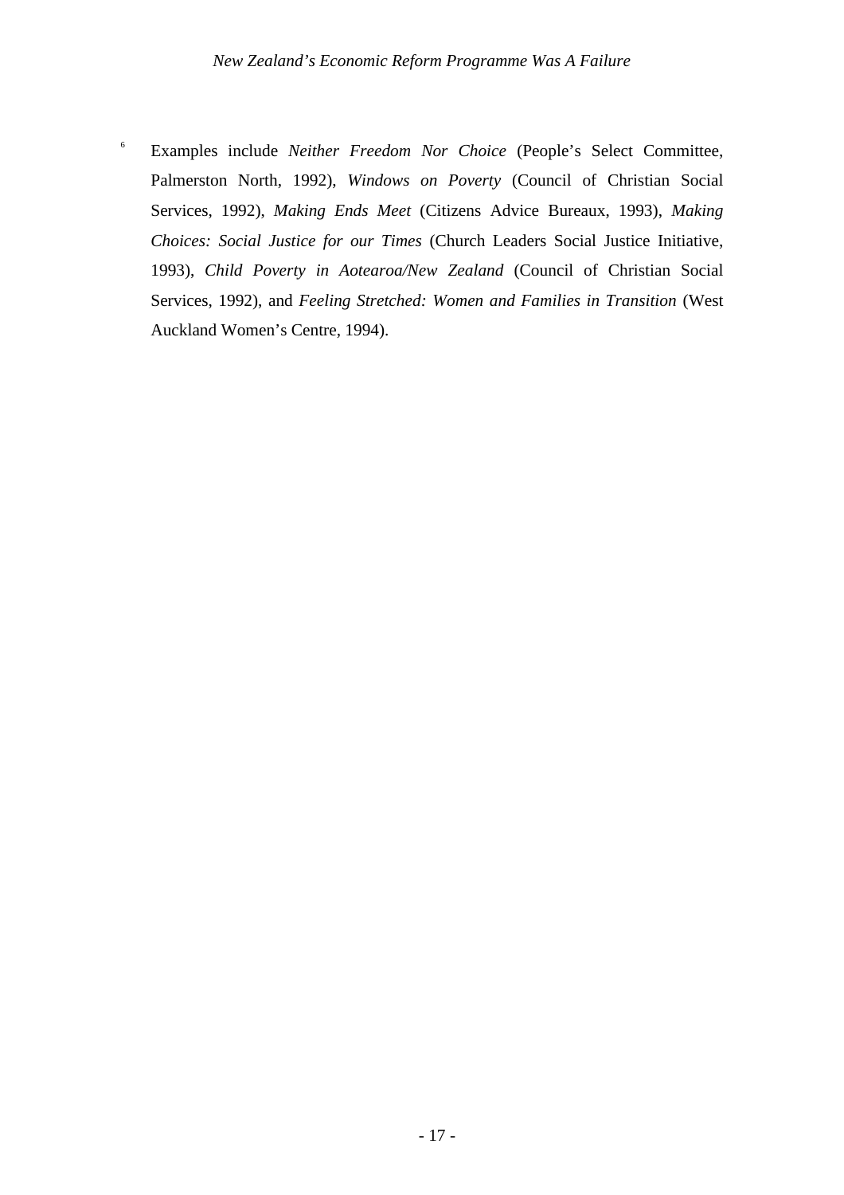[6] Examples include *Neither Freedom Nor Choice* (People's Select Committee, Palmerston North, 1992), *Windows on Poverty* (Council of Christian Social Services, 1992), *Making Ends Meet* (Citizens Advice Bureaux, 1993), *Making Choices: Social Justice for our Times* (Church Leaders Social Justice Initiative, 1993), *Child Poverty in Aotearoa/New Zealand* (Council of Christian Social Services, 1992), and *Feeling Stretched: Women and Families in Transition* (West Auckland Women's Centre, 1994).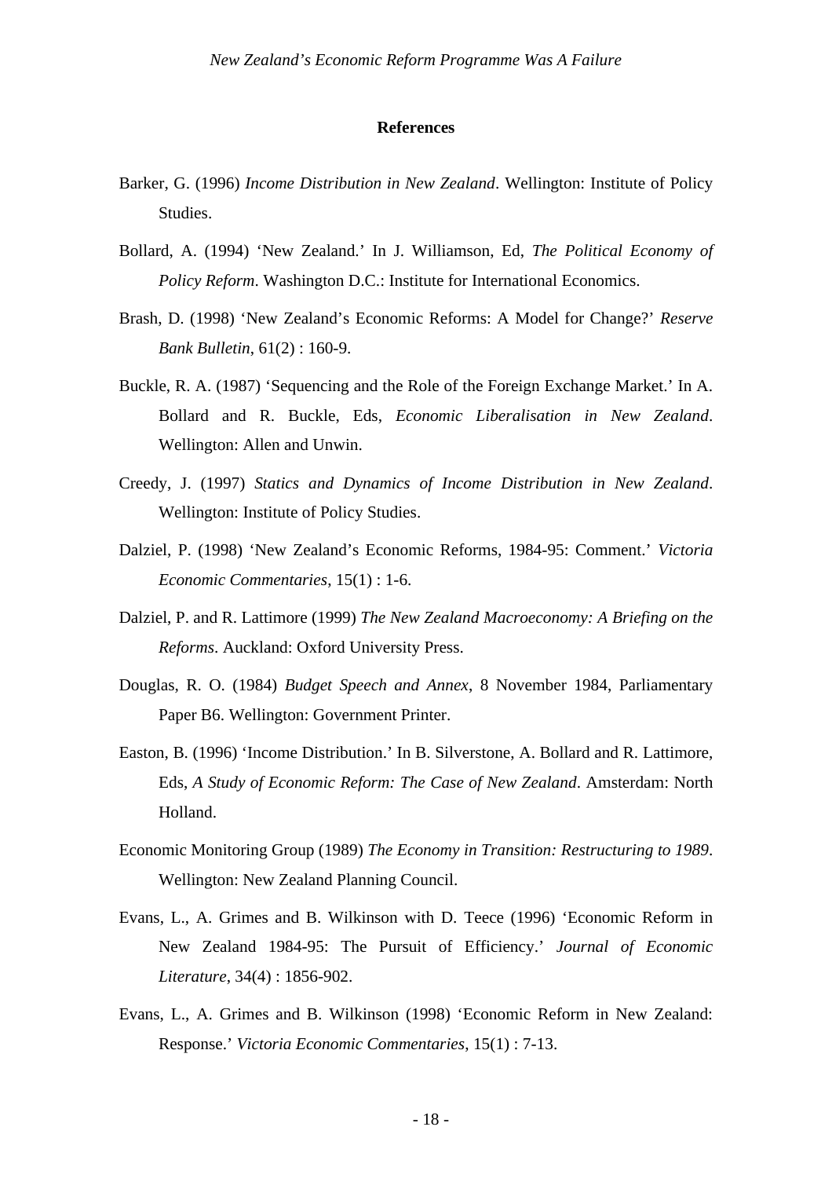## References

Barker, G. (1996) *Income Distribution in New Zealand*. Wellington: Institute of Policy Studies.

Bollard, A. (1994) 'New Zealand.' In J. Williamson, Ed, *The Political Economy of Policy Reform*. Washington D.C.: Institute for International Economics.

Brash, D. (1998) 'New Zealand's Economic Reforms: A Model for Change?' *Reserve Bank Bulletin*, 61(2) : 160-9.

Buckle, R. A. (1987) 'Sequencing and the Role of the Foreign Exchange Market.' In A. Bollard and R. Buckle, Eds, *Economic Liberalisation in New Zealand*. Wellington: Allen and Unwin.

Creedy, J. (1997) *Statics and Dynamics of Income Distribution in New Zealand*. Wellington: Institute of Policy Studies.

Dalziel, P. (1998) 'New Zealand's Economic Reforms, 1984-95: Comment.' *Victoria Economic Commentaries*, 15(1) : 1-6.

Dalziel, P. and R. Lattimore (1999) *The New Zealand Macroeconomy: A Briefing on the Reforms*. Auckland: Oxford University Press.

Douglas, R. O. (1984) *Budget Speech and Annex*, 8 November 1984, Parliamentary Paper B6. Wellington: Government Printer.

Easton, B. (1996) 'Income Distribution.' In B. Silverstone, A. Bollard and R. Lattimore, Eds, *A Study of Economic Reform: The Case of New Zealand*. Amsterdam: North Holland.

Economic Monitoring Group (1989) *The Economy in Transition: Restructuring to 1989*. Wellington: New Zealand Planning Council.

Evans, L., A. Grimes and B. Wilkinson with D. Teece (1996) 'Economic Reform in New Zealand 1984-95: The Pursuit of Efficiency.' *Journal of Economic Literature*, 34(4) : 1856-902.

Evans, L., A. Grimes and B. Wilkinson (1998) 'Economic Reform in New Zealand: Response.' *Victoria Economic Commentaries*, 15(1) : 7-13.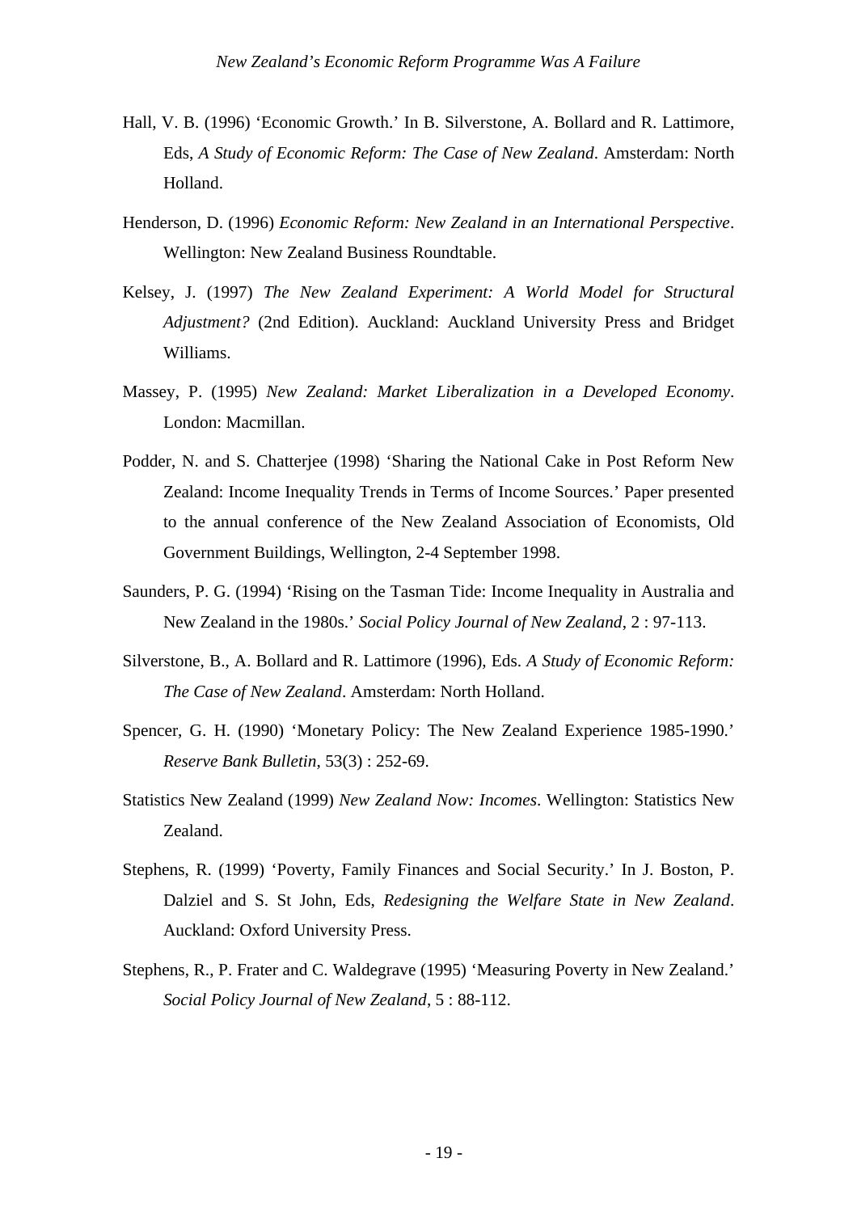Hall, V. B. (1996) 'Economic Growth.' In B. Silverstone, A. Bollard and R. Lattimore, Eds, *A Study of Economic Reform: The Case of New Zealand*. Amsterdam: North Holland.

Henderson, D. (1996) *Economic Reform: New Zealand in an International Perspective*. Wellington: New Zealand Business Roundtable.

Kelsey, J. (1997) *The New Zealand Experiment: A World Model for Structural Adjustment?* (2nd Edition). Auckland: Auckland University Press and Bridget Williams.

Massey, P. (1995) *New Zealand: Market Liberalization in a Developed Economy*. London: Macmillan.

Podder, N. and S. Chatterjee (1998) 'Sharing the National Cake in Post Reform New Zealand: Income Inequality Trends in Terms of Income Sources.' Paper presented to the annual conference of the New Zealand Association of Economists, Old Government Buildings, Wellington, 2-4 September 1998.

Saunders, P. G. (1994) 'Rising on the Tasman Tide: Income Inequality in Australia and New Zealand in the 1980s.' *Social Policy Journal of New Zealand*, 2 : 97-113.

Silverstone, B., A. Bollard and R. Lattimore (1996), Eds. *A Study of Economic Reform: The Case of New Zealand*. Amsterdam: North Holland.

Spencer, G. H. (1990) 'Monetary Policy: The New Zealand Experience 1985-1990.' *Reserve Bank Bulletin*, 53(3) : 252-69.

Statistics New Zealand (1999) *New Zealand Now: Incomes*. Wellington: Statistics New Zealand.

Stephens, R. (1999) 'Poverty, Family Finances and Social Security.' In J. Boston, P. Dalziel and S. St John, Eds, *Redesigning the Welfare State in New Zealand*. Auckland: Oxford University Press.

Stephens, R., P. Frater and C. Waldegrave (1995) 'Measuring Poverty in New Zealand.' *Social Policy Journal of New Zealand*, 5 : 88-112.